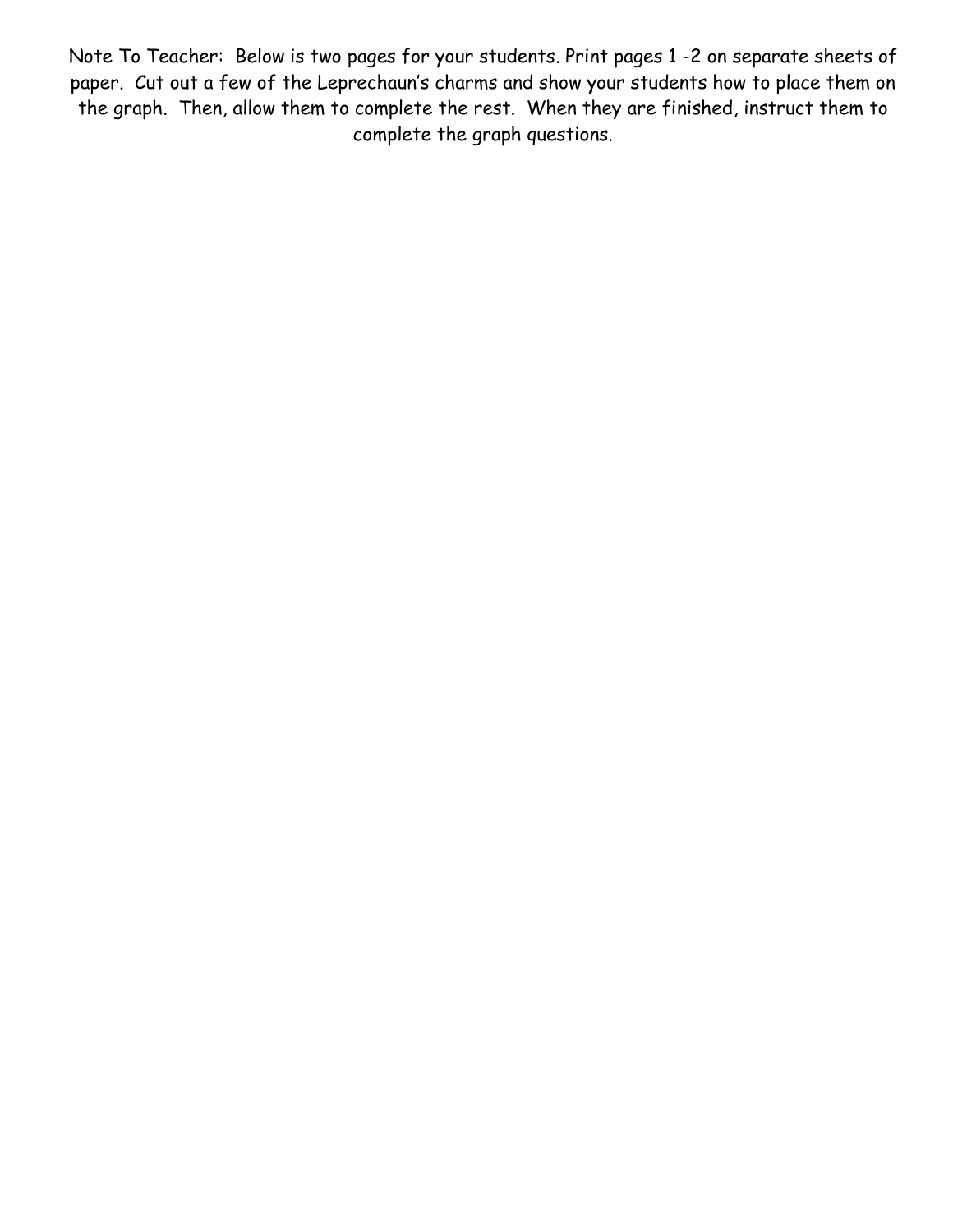Note To Teacher: Below is two pages for your students. Print pages 1 -2 on separate sheets of paper. Cut out a few of the Leprechaun's charms and show your students how to place them on the graph. Then, allow them to complete the rest. When they are finished, instruct them to complete the graph questions.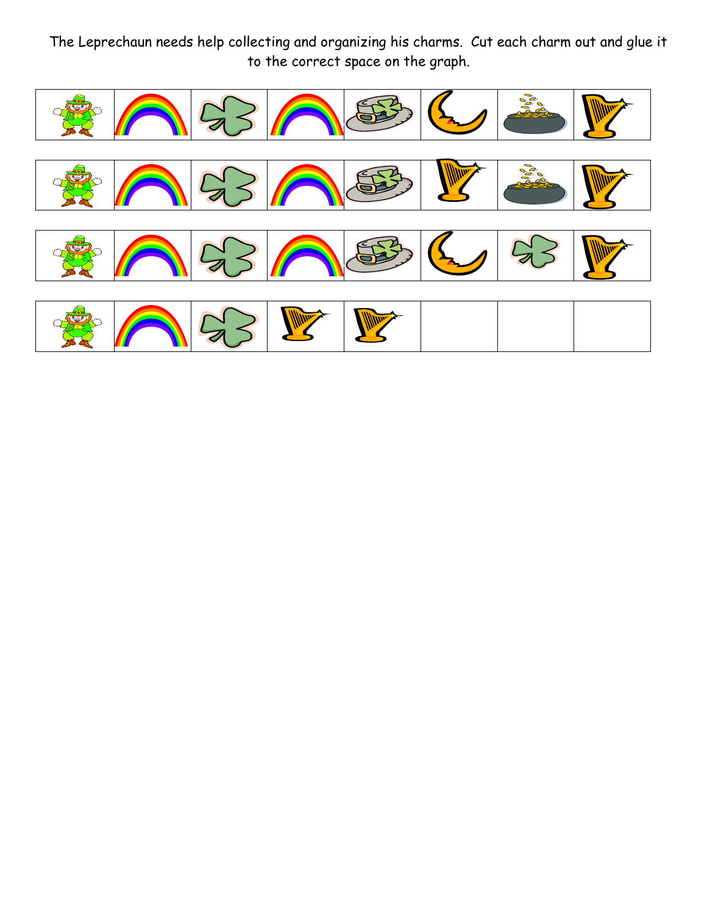The Leprechaun needs help collecting and organizing his charms. Cut each charm out and glue it to the correct space on the graph.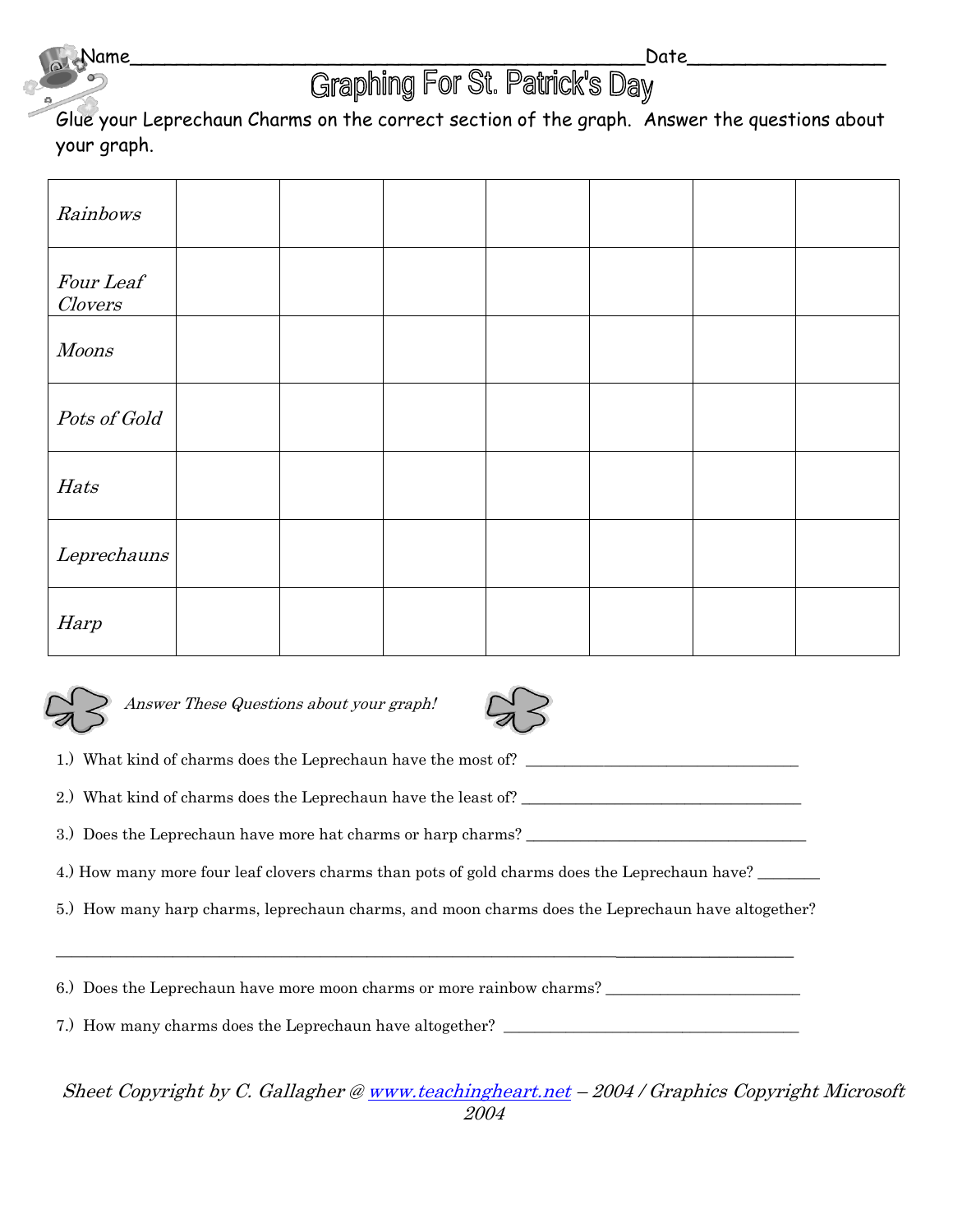Name_______________________________________________Date_________________

# Graphing For St. Patrick's Day

Glue your Leprechaun Charms on the correct section of the graph. Answer the questions about your graph.

| | | | | | | | |
|---|---|---|---|---|---|---|---|
| *Rainbows* | | | | | | | |
| *Four Leaf Clovers* | | | | | | | |
| *Moons* | | | | | | | |
| *Pots of Gold* | | | | | | | |
| *Hats* | | | | | | | |
| *Leprechauns* | | | | | | | |
| *Harp* | | | | | | | |

*Answer These Questions about your graph!*

1.) What kind of charms does the Leprechaun have the most of? ___________________________________

2.) What kind of charms does the Leprechaun have the least of? ___________________________________

3.) Does the Leprechaun have more hat charms or harp charms? ___________________________________

4.) How many more four leaf clovers charms than pots of gold charms does the Leprechaun have? ________

5.) How many harp charms, leprechaun charms, and moon charms does the Leprechaun have altogether?

_____________________________________________________________________________________

6.) Does the Leprechaun have more moon charms or more rainbow charms? ________________________

7.) How many charms does the Leprechaun have altogether? _____________________________________

*Sheet Copyright by C. Gallagher @ www.teachingheart.net – 2004 / Graphics Copyright Microsoft 2004*